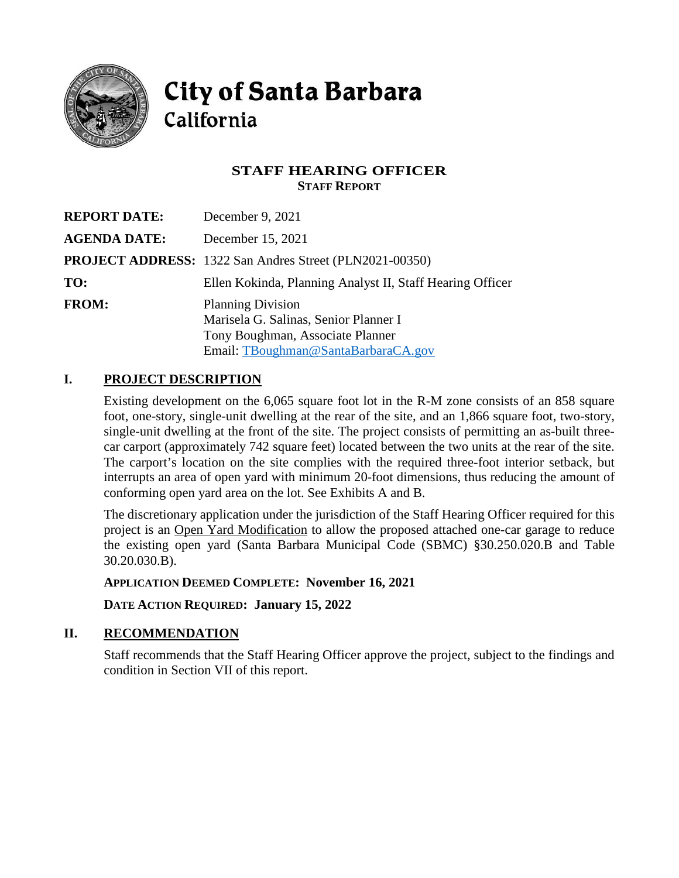# City of Santa Barbara
## California

### STAFF HEARING OFFICER
**STAFF REPORT**

**REPORT DATE:** December 9, 2021

**AGENDA DATE:** December 15, 2021

**PROJECT ADDRESS:** 1322 San Andres Street (PLN2021-00350)

**TO:** Ellen Kokinda, Planning Analyst II, Staff Hearing Officer

**FROM:** Planning Division
Marisela G. Salinas, Senior Planner I
Tony Boughman, Associate Planner
Email: TBoughman@SantaBarbaraCA.gov

## I. PROJECT DESCRIPTION

Existing development on the 6,065 square foot lot in the R-M zone consists of an 858 square foot, one-story, single-unit dwelling at the rear of the site, and an 1,866 square foot, two-story, single-unit dwelling at the front of the site. The project consists of permitting an as-built three-car carport (approximately 742 square feet) located between the two units at the rear of the site. The carport's location on the site complies with the required three-foot interior setback, but interrupts an area of open yard with minimum 20-foot dimensions, thus reducing the amount of conforming open yard area on the lot. See Exhibits A and B.

The discretionary application under the jurisdiction of the Staff Hearing Officer required for this project is an Open Yard Modification to allow the proposed attached one-car garage to reduce the existing open yard (Santa Barbara Municipal Code (SBMC) §30.250.020.B and Table 30.20.030.B).

**APPLICATION DEEMED COMPLETE: November 16, 2021**

**DATE ACTION REQUIRED: January 15, 2022**

## II. RECOMMENDATION

Staff recommends that the Staff Hearing Officer approve the project, subject to the findings and condition in Section VII of this report.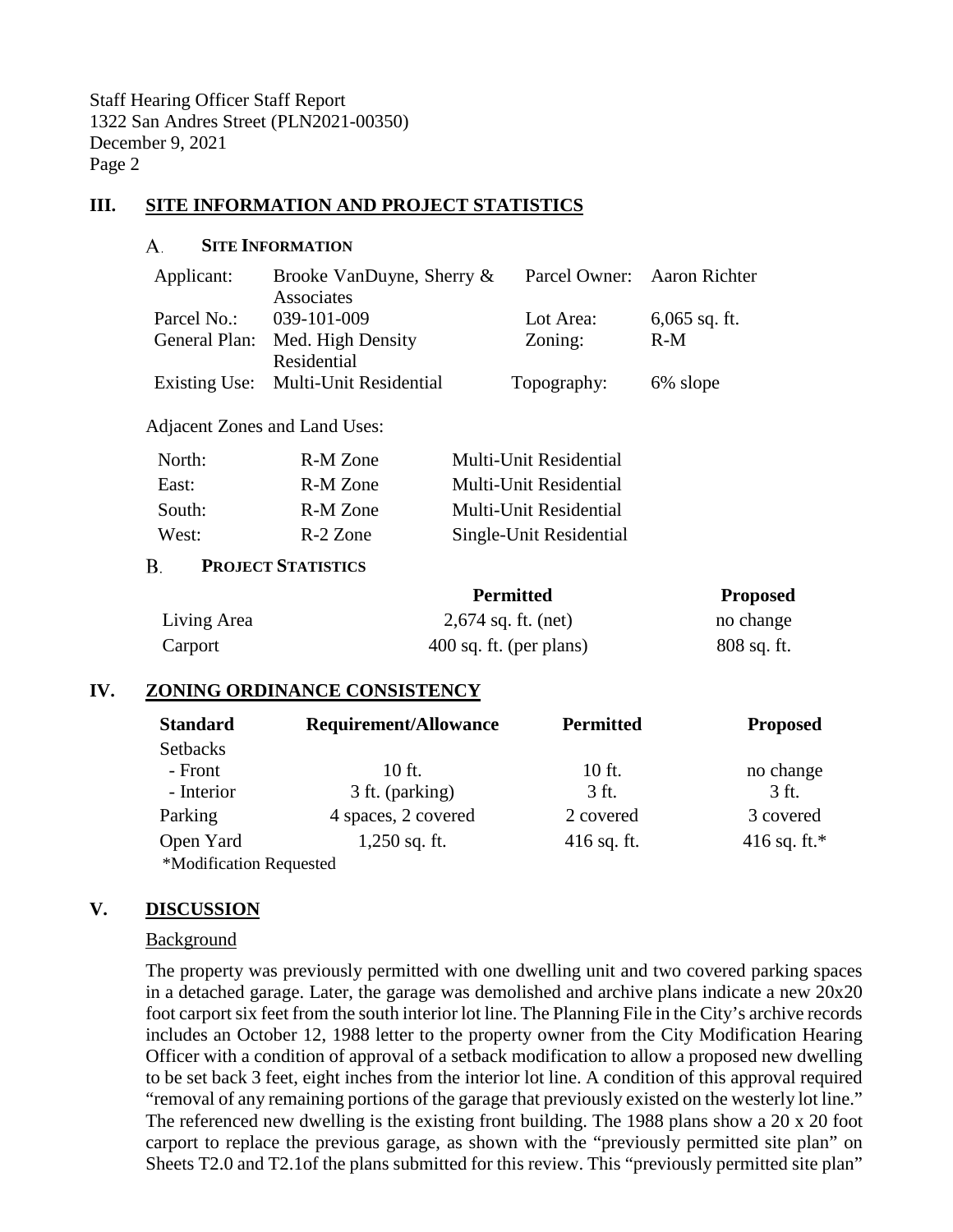## III. SITE INFORMATION AND PROJECT STATISTICS

### A. SITE INFORMATION

| | | | |
|---|---|---|---|
| Applicant: | Brooke VanDuyne, Sherry & Associates | Parcel Owner: | Aaron Richter |
| Parcel No.: | 039-101-009 | Lot Area: | 6,065 sq. ft. |
| General Plan: | Med. High Density Residential | Zoning: | R-M |
| Existing Use: | Multi-Unit Residential | Topography: | 6% slope |

Adjacent Zones and Land Uses:

| | | |
|---|---|---|
| North: | R-M Zone | Multi-Unit Residential |
| East: | R-M Zone | Multi-Unit Residential |
| South: | R-M Zone | Multi-Unit Residential |
| West: | R-2 Zone | Single-Unit Residential |

### B. PROJECT STATISTICS

| | Permitted | Proposed |
|---|---|---|
| Living Area | 2,674 sq. ft. (net) | no change |
| Carport | 400 sq. ft. (per plans) | 808 sq. ft. |

## IV. ZONING ORDINANCE CONSISTENCY

| Standard | Requirement/Allowance | Permitted | Proposed |
|---|---|---|---|
| Setbacks | | | |
| - Front | 10 ft. | 10 ft. | no change |
| - Interior | 3 ft. (parking) | 3 ft. | 3 ft. |
| Parking | 4 spaces, 2 covered | 2 covered | 3 covered |
| Open Yard | 1,250 sq. ft. | 416 sq. ft. | 416 sq. ft.* |

*Modification Requested

## V. DISCUSSION

Background

The property was previously permitted with one dwelling unit and two covered parking spaces in a detached garage. Later, the garage was demolished and archive plans indicate a new 20x20 foot carport six feet from the south interior lot line. The Planning File in the City's archive records includes an October 12, 1988 letter to the property owner from the City Modification Hearing Officer with a condition of approval of a setback modification to allow a proposed new dwelling to be set back 3 feet, eight inches from the interior lot line. A condition of this approval required "removal of any remaining portions of the garage that previously existed on the westerly lot line." The referenced new dwelling is the existing front building. The 1988 plans show a 20 x 20 foot carport to replace the previous garage, as shown with the "previously permitted site plan" on Sheets T2.0 and T2.1of the plans submitted for this review. This "previously permitted site plan"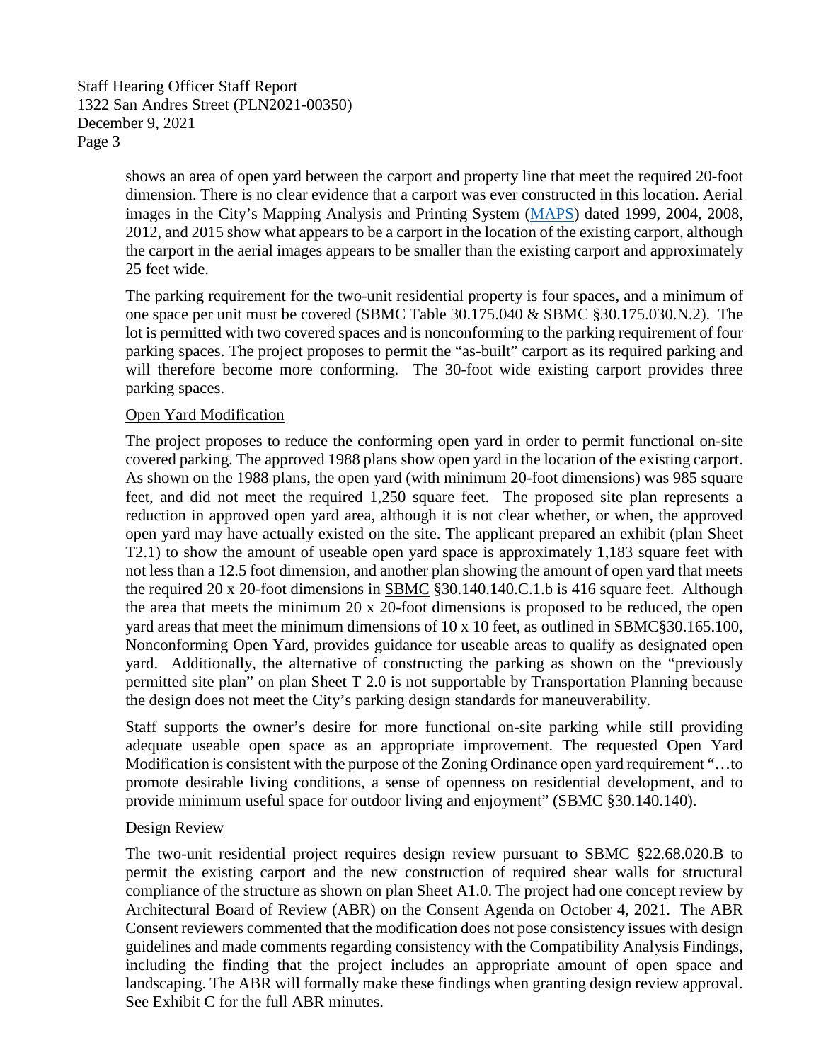shows an area of open yard between the carport and property line that meet the required 20-foot dimension. There is no clear evidence that a carport was ever constructed in this location. Aerial images in the City's Mapping Analysis and Printing System (MAPS) dated 1999, 2004, 2008, 2012, and 2015 show what appears to be a carport in the location of the existing carport, although the carport in the aerial images appears to be smaller than the existing carport and approximately 25 feet wide.

The parking requirement for the two-unit residential property is four spaces, and a minimum of one space per unit must be covered (SBMC Table 30.175.040 & SBMC §30.175.030.N.2). The lot is permitted with two covered spaces and is nonconforming to the parking requirement of four parking spaces. The project proposes to permit the "as-built" carport as its required parking and will therefore become more conforming. The 30-foot wide existing carport provides three parking spaces.

## Open Yard Modification

The project proposes to reduce the conforming open yard in order to permit functional on-site covered parking. The approved 1988 plans show open yard in the location of the existing carport. As shown on the 1988 plans, the open yard (with minimum 20-foot dimensions) was 985 square feet, and did not meet the required 1,250 square feet. The proposed site plan represents a reduction in approved open yard area, although it is not clear whether, or when, the approved open yard may have actually existed on the site. The applicant prepared an exhibit (plan Sheet T2.1) to show the amount of useable open yard space is approximately 1,183 square feet with not less than a 12.5 foot dimension, and another plan showing the amount of open yard that meets the required 20 x 20-foot dimensions in SBMC §30.140.140.C.1.b is 416 square feet. Although the area that meets the minimum 20 x 20-foot dimensions is proposed to be reduced, the open yard areas that meet the minimum dimensions of 10 x 10 feet, as outlined in SBMC§30.165.100, Nonconforming Open Yard, provides guidance for useable areas to qualify as designated open yard. Additionally, the alternative of constructing the parking as shown on the "previously permitted site plan" on plan Sheet T 2.0 is not supportable by Transportation Planning because the design does not meet the City's parking design standards for maneuverability.

Staff supports the owner's desire for more functional on-site parking while still providing adequate useable open space as an appropriate improvement. The requested Open Yard Modification is consistent with the purpose of the Zoning Ordinance open yard requirement "…to promote desirable living conditions, a sense of openness on residential development, and to provide minimum useful space for outdoor living and enjoyment" (SBMC §30.140.140).

## Design Review

The two-unit residential project requires design review pursuant to SBMC §22.68.020.B to permit the existing carport and the new construction of required shear walls for structural compliance of the structure as shown on plan Sheet A1.0. The project had one concept review by Architectural Board of Review (ABR) on the Consent Agenda on October 4, 2021. The ABR Consent reviewers commented that the modification does not pose consistency issues with design guidelines and made comments regarding consistency with the Compatibility Analysis Findings, including the finding that the project includes an appropriate amount of open space and landscaping. The ABR will formally make these findings when granting design review approval. See Exhibit C for the full ABR minutes.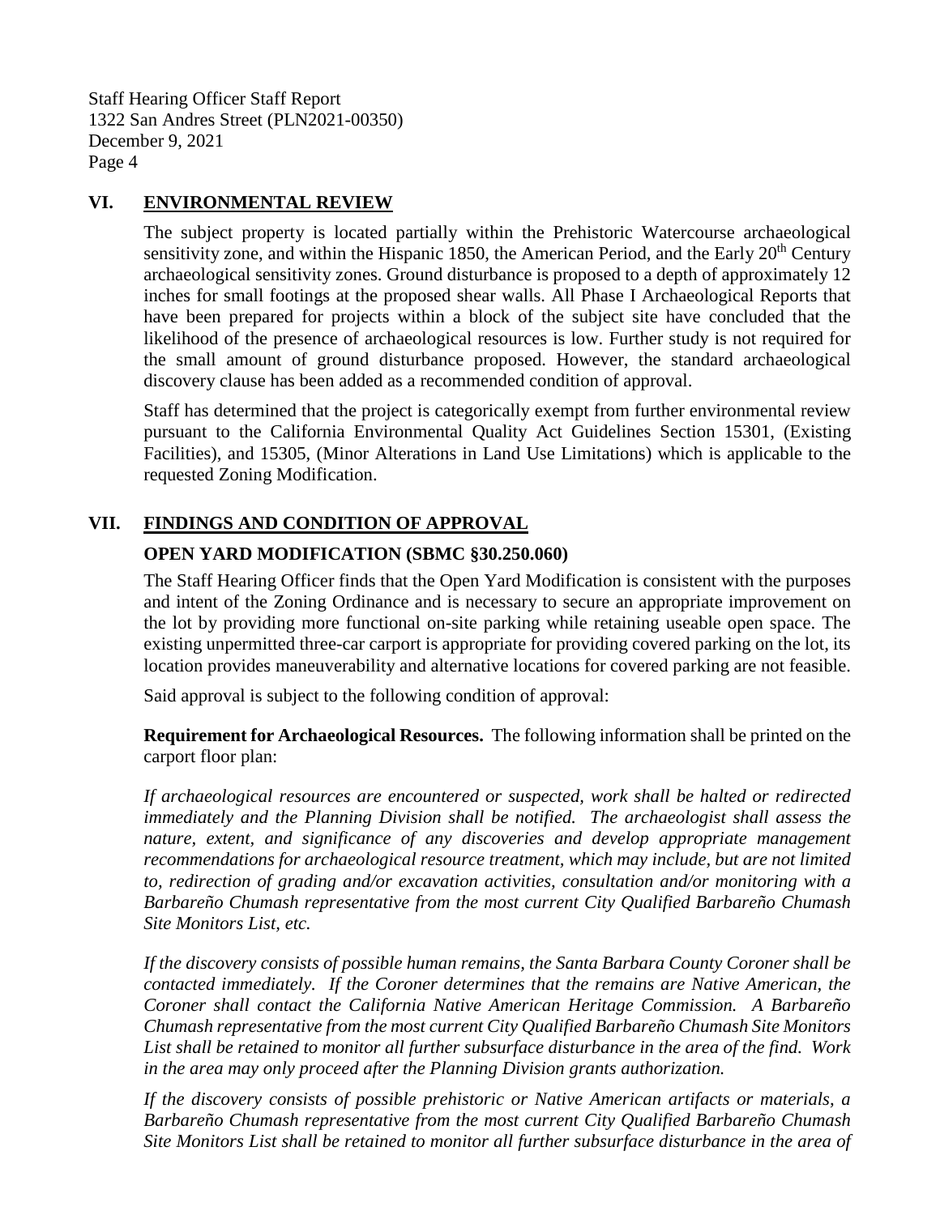## VI. ENVIRONMENTAL REVIEW

The subject property is located partially within the Prehistoric Watercourse archaeological sensitivity zone, and within the Hispanic 1850, the American Period, and the Early 20th Century archaeological sensitivity zones. Ground disturbance is proposed to a depth of approximately 12 inches for small footings at the proposed shear walls. All Phase I Archaeological Reports that have been prepared for projects within a block of the subject site have concluded that the likelihood of the presence of archaeological resources is low. Further study is not required for the small amount of ground disturbance proposed. However, the standard archaeological discovery clause has been added as a recommended condition of approval.

Staff has determined that the project is categorically exempt from further environmental review pursuant to the California Environmental Quality Act Guidelines Section 15301, (Existing Facilities), and 15305, (Minor Alterations in Land Use Limitations) which is applicable to the requested Zoning Modification.

## VII. FINDINGS AND CONDITION OF APPROVAL

### OPEN YARD MODIFICATION (SBMC §30.250.060)

The Staff Hearing Officer finds that the Open Yard Modification is consistent with the purposes and intent of the Zoning Ordinance and is necessary to secure an appropriate improvement on the lot by providing more functional on-site parking while retaining useable open space. The existing unpermitted three-car carport is appropriate for providing covered parking on the lot, its location provides maneuverability and alternative locations for covered parking are not feasible.

Said approval is subject to the following condition of approval:

**Requirement for Archaeological Resources.** The following information shall be printed on the carport floor plan:

*If archaeological resources are encountered or suspected, work shall be halted or redirected immediately and the Planning Division shall be notified. The archaeologist shall assess the nature, extent, and significance of any discoveries and develop appropriate management recommendations for archaeological resource treatment, which may include, but are not limited to, redirection of grading and/or excavation activities, consultation and/or monitoring with a Barbareño Chumash representative from the most current City Qualified Barbareño Chumash Site Monitors List, etc.*

*If the discovery consists of possible human remains, the Santa Barbara County Coroner shall be contacted immediately. If the Coroner determines that the remains are Native American, the Coroner shall contact the California Native American Heritage Commission. A Barbareño Chumash representative from the most current City Qualified Barbareño Chumash Site Monitors List shall be retained to monitor all further subsurface disturbance in the area of the find. Work in the area may only proceed after the Planning Division grants authorization.*

*If the discovery consists of possible prehistoric or Native American artifacts or materials, a Barbareño Chumash representative from the most current City Qualified Barbareño Chumash Site Monitors List shall be retained to monitor all further subsurface disturbance in the area of*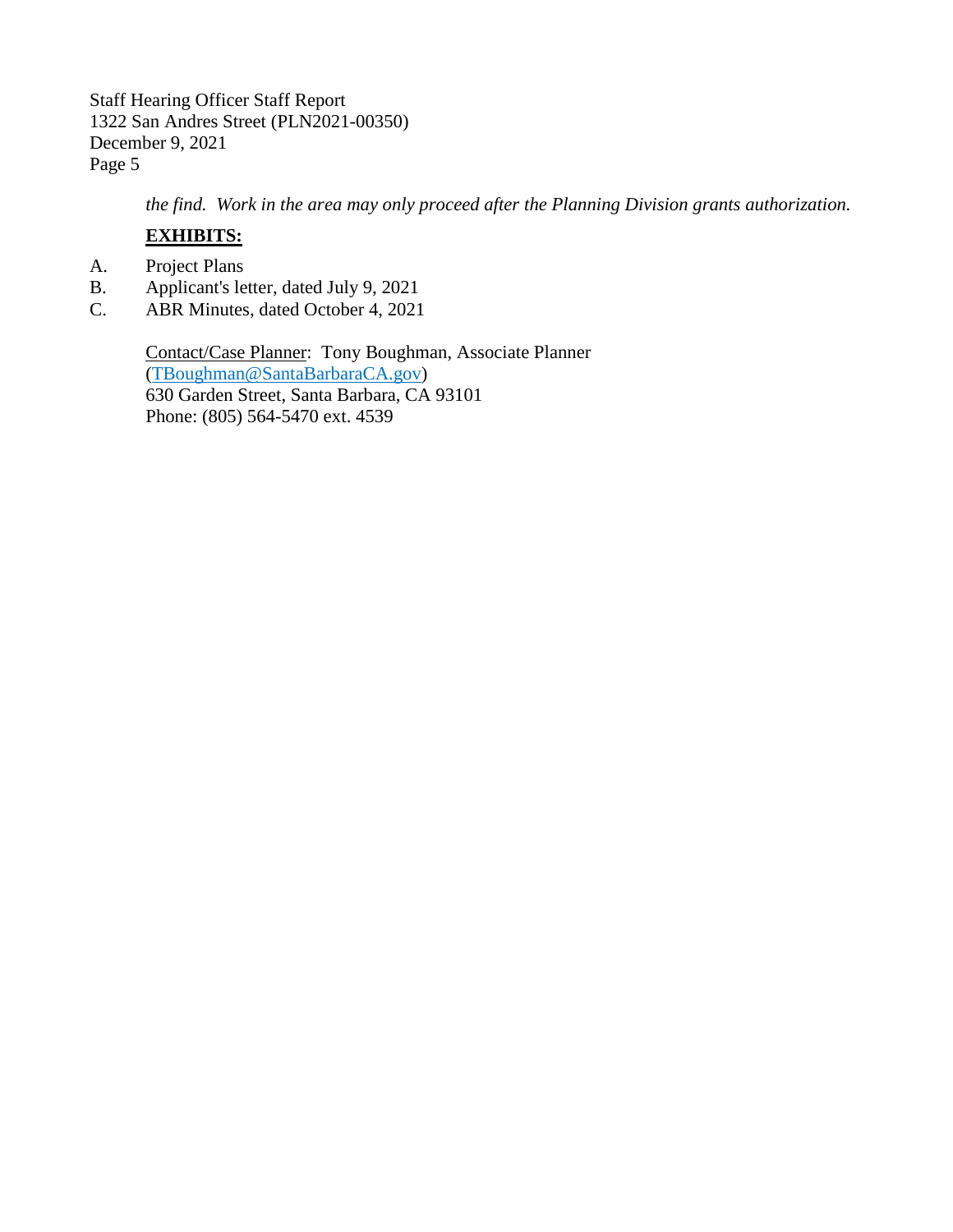*the find. Work in the area may only proceed after the Planning Division grants authorization.*

**EXHIBITS:**

A. Project Plans
B. Applicant's letter, dated July 9, 2021
C. ABR Minutes, dated October 4, 2021

Contact/Case Planner: Tony Boughman, Associate Planner
(TBoughman@SantaBarbaraCA.gov)
630 Garden Street, Santa Barbara, CA 93101
Phone: (805) 564-5470 ext. 4539